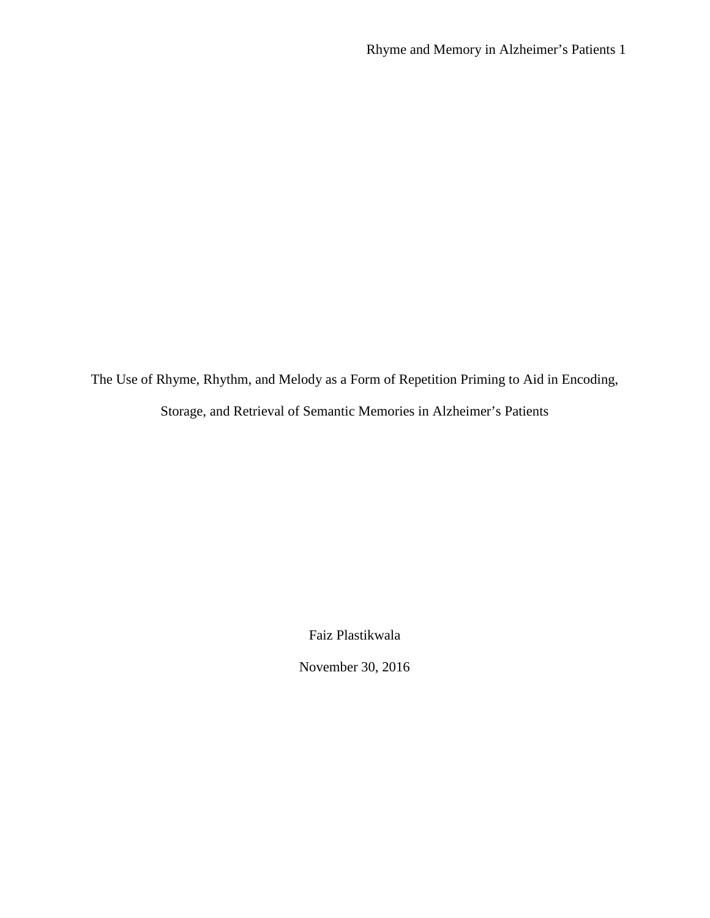# The Use of Rhyme, Rhythm, and Melody as a Form of Repetition Priming to Aid in Encoding, Storage, and Retrieval of Semantic Memories in Alzheimer's Patients

Faiz Plastikwala

November 30, 2016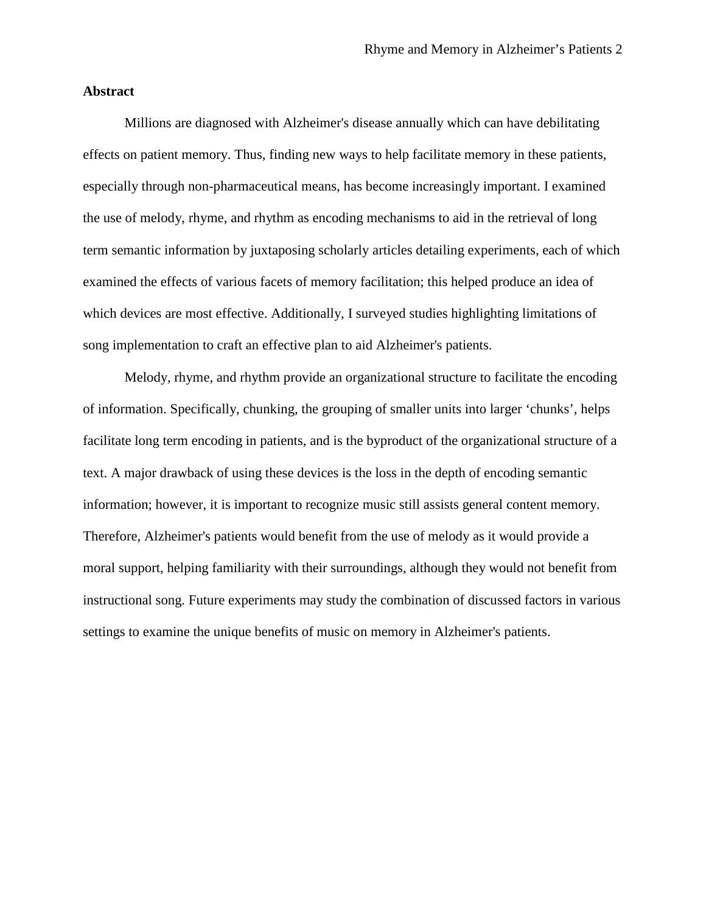## Abstract

Millions are diagnosed with Alzheimer's disease annually which can have debilitating effects on patient memory. Thus, finding new ways to help facilitate memory in these patients, especially through non-pharmaceutical means, has become increasingly important. I examined the use of melody, rhyme, and rhythm as encoding mechanisms to aid in the retrieval of long term semantic information by juxtaposing scholarly articles detailing experiments, each of which examined the effects of various facets of memory facilitation; this helped produce an idea of which devices are most effective. Additionally, I surveyed studies highlighting limitations of song implementation to craft an effective plan to aid Alzheimer's patients.

Melody, rhyme, and rhythm provide an organizational structure to facilitate the encoding of information. Specifically, chunking, the grouping of smaller units into larger 'chunks', helps facilitate long term encoding in patients, and is the byproduct of the organizational structure of a text. A major drawback of using these devices is the loss in the depth of encoding semantic information; however, it is important to recognize music still assists general content memory. Therefore, Alzheimer's patients would benefit from the use of melody as it would provide a moral support, helping familiarity with their surroundings, although they would not benefit from instructional song. Future experiments may study the combination of discussed factors in various settings to examine the unique benefits of music on memory in Alzheimer's patients.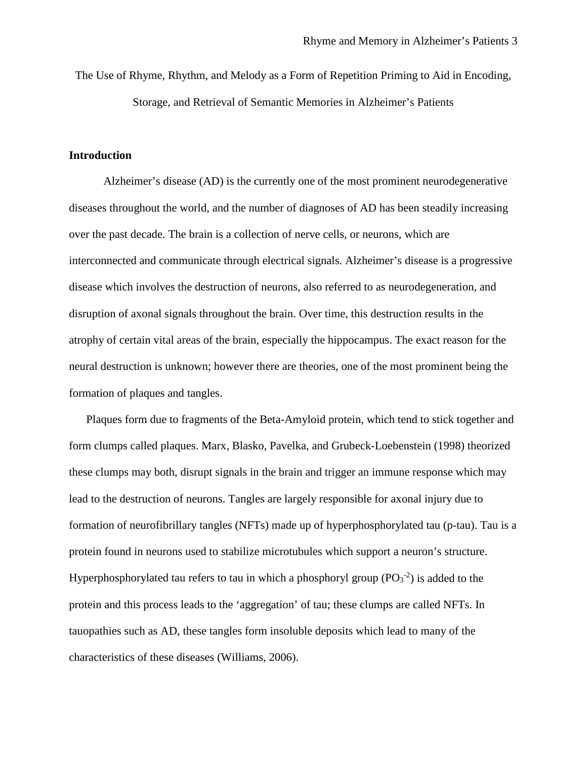The Use of Rhyme, Rhythm, and Melody as a Form of Repetition Priming to Aid in Encoding, Storage, and Retrieval of Semantic Memories in Alzheimer's Patients

## Introduction

Alzheimer's disease (AD) is the currently one of the most prominent neurodegenerative diseases throughout the world, and the number of diagnoses of AD has been steadily increasing over the past decade. The brain is a collection of nerve cells, or neurons, which are interconnected and communicate through electrical signals. Alzheimer's disease is a progressive disease which involves the destruction of neurons, also referred to as neurodegeneration, and disruption of axonal signals throughout the brain. Over time, this destruction results in the atrophy of certain vital areas of the brain, especially the hippocampus. The exact reason for the neural destruction is unknown; however there are theories, one of the most prominent being the formation of plaques and tangles.

Plaques form due to fragments of the Beta-Amyloid protein, which tend to stick together and form clumps called plaques. Marx, Blasko, Pavelka, and Grubeck-Loebenstein (1998) theorized these clumps may both, disrupt signals in the brain and trigger an immune response which may lead to the destruction of neurons. Tangles are largely responsible for axonal injury due to formation of neurofibrillary tangles (NFTs) made up of hyperphosphorylated tau (p-tau). Tau is a protein found in neurons used to stabilize microtubules which support a neuron's structure. Hyperphosphorylated tau refers to tau in which a phosphoryl group ($PO_3^{-2}$) is added to the protein and this process leads to the 'aggregation' of tau; these clumps are called NFTs. In tauopathies such as AD, these tangles form insoluble deposits which lead to many of the characteristics of these diseases (Williams, 2006).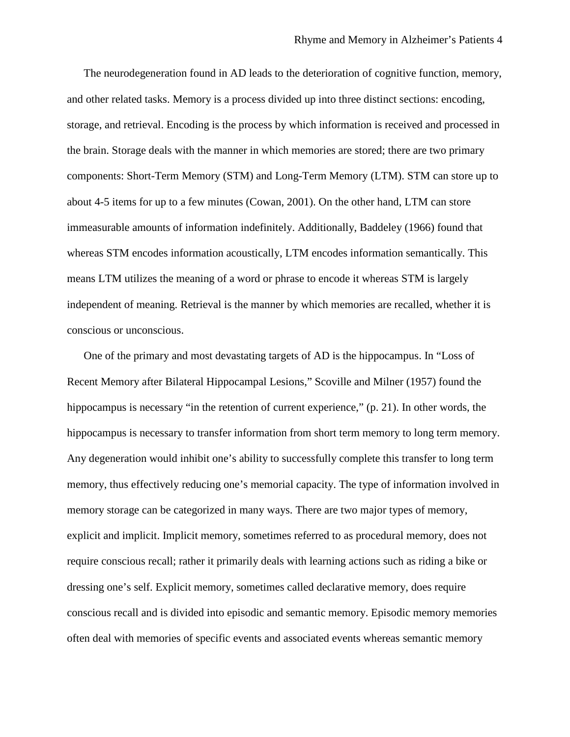The neurodegeneration found in AD leads to the deterioration of cognitive function, memory, and other related tasks. Memory is a process divided up into three distinct sections: encoding, storage, and retrieval. Encoding is the process by which information is received and processed in the brain. Storage deals with the manner in which memories are stored; there are two primary components: Short-Term Memory (STM) and Long-Term Memory (LTM). STM can store up to about 4-5 items for up to a few minutes (Cowan, 2001). On the other hand, LTM can store immeasurable amounts of information indefinitely. Additionally, Baddeley (1966) found that whereas STM encodes information acoustically, LTM encodes information semantically. This means LTM utilizes the meaning of a word or phrase to encode it whereas STM is largely independent of meaning. Retrieval is the manner by which memories are recalled, whether it is conscious or unconscious.

One of the primary and most devastating targets of AD is the hippocampus. In "Loss of Recent Memory after Bilateral Hippocampal Lesions," Scoville and Milner (1957) found the hippocampus is necessary "in the retention of current experience," (p. 21). In other words, the hippocampus is necessary to transfer information from short term memory to long term memory. Any degeneration would inhibit one's ability to successfully complete this transfer to long term memory, thus effectively reducing one's memorial capacity. The type of information involved in memory storage can be categorized in many ways. There are two major types of memory, explicit and implicit. Implicit memory, sometimes referred to as procedural memory, does not require conscious recall; rather it primarily deals with learning actions such as riding a bike or dressing one's self. Explicit memory, sometimes called declarative memory, does require conscious recall and is divided into episodic and semantic memory. Episodic memory memories often deal with memories of specific events and associated events whereas semantic memory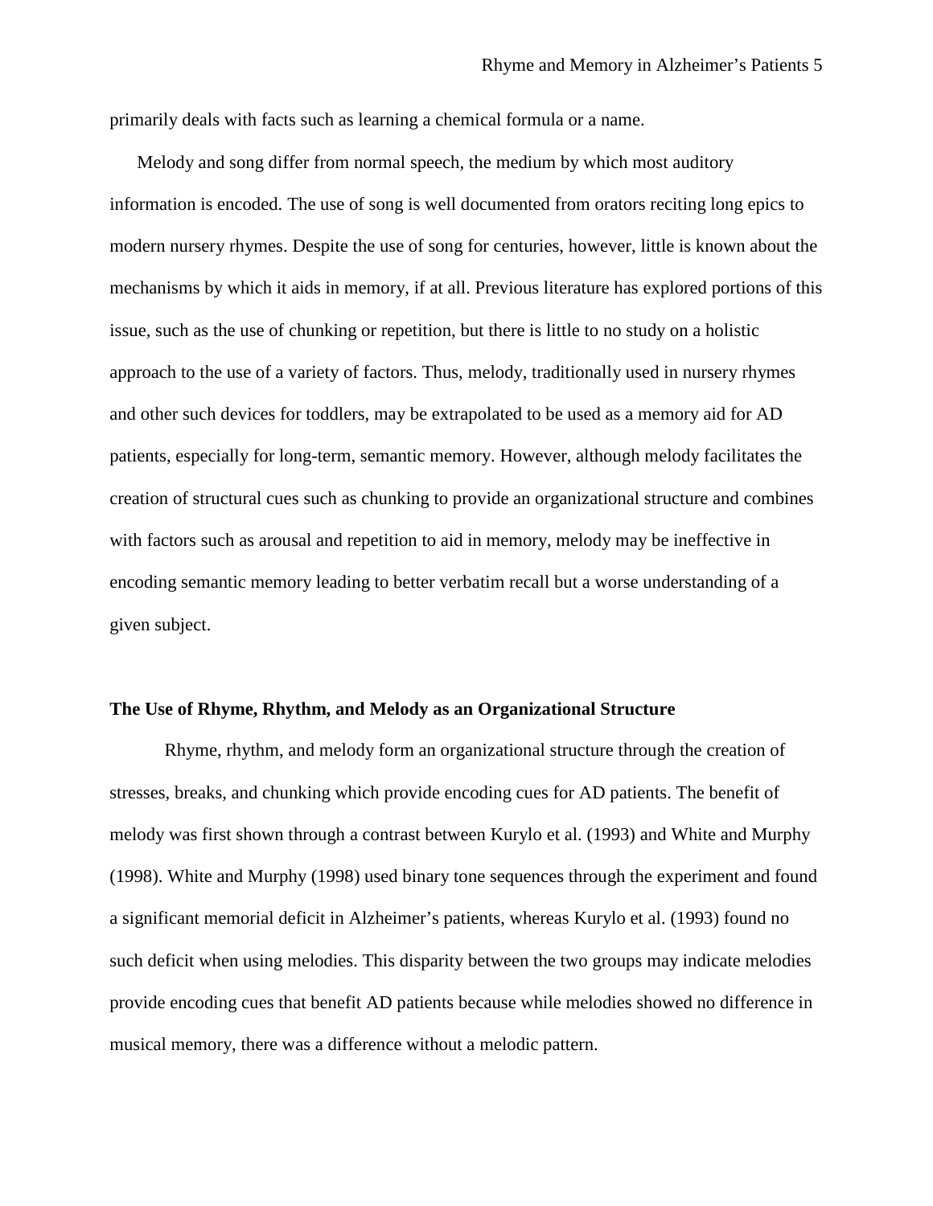primarily deals with facts such as learning a chemical formula or a name.

Melody and song differ from normal speech, the medium by which most auditory information is encoded. The use of song is well documented from orators reciting long epics to modern nursery rhymes. Despite the use of song for centuries, however, little is known about the mechanisms by which it aids in memory, if at all. Previous literature has explored portions of this issue, such as the use of chunking or repetition, but there is little to no study on a holistic approach to the use of a variety of factors. Thus, melody, traditionally used in nursery rhymes and other such devices for toddlers, may be extrapolated to be used as a memory aid for AD patients, especially for long-term, semantic memory. However, although melody facilitates the creation of structural cues such as chunking to provide an organizational structure and combines with factors such as arousal and repetition to aid in memory, melody may be ineffective in encoding semantic memory leading to better verbatim recall but a worse understanding of a given subject.

**The Use of Rhyme, Rhythm, and Melody as an Organizational Structure**

Rhyme, rhythm, and melody form an organizational structure through the creation of stresses, breaks, and chunking which provide encoding cues for AD patients. The benefit of melody was first shown through a contrast between Kurylo et al. (1993) and White and Murphy (1998). White and Murphy (1998) used binary tone sequences through the experiment and found a significant memorial deficit in Alzheimer's patients, whereas Kurylo et al. (1993) found no such deficit when using melodies. This disparity between the two groups may indicate melodies provide encoding cues that benefit AD patients because while melodies showed no difference in musical memory, there was a difference without a melodic pattern.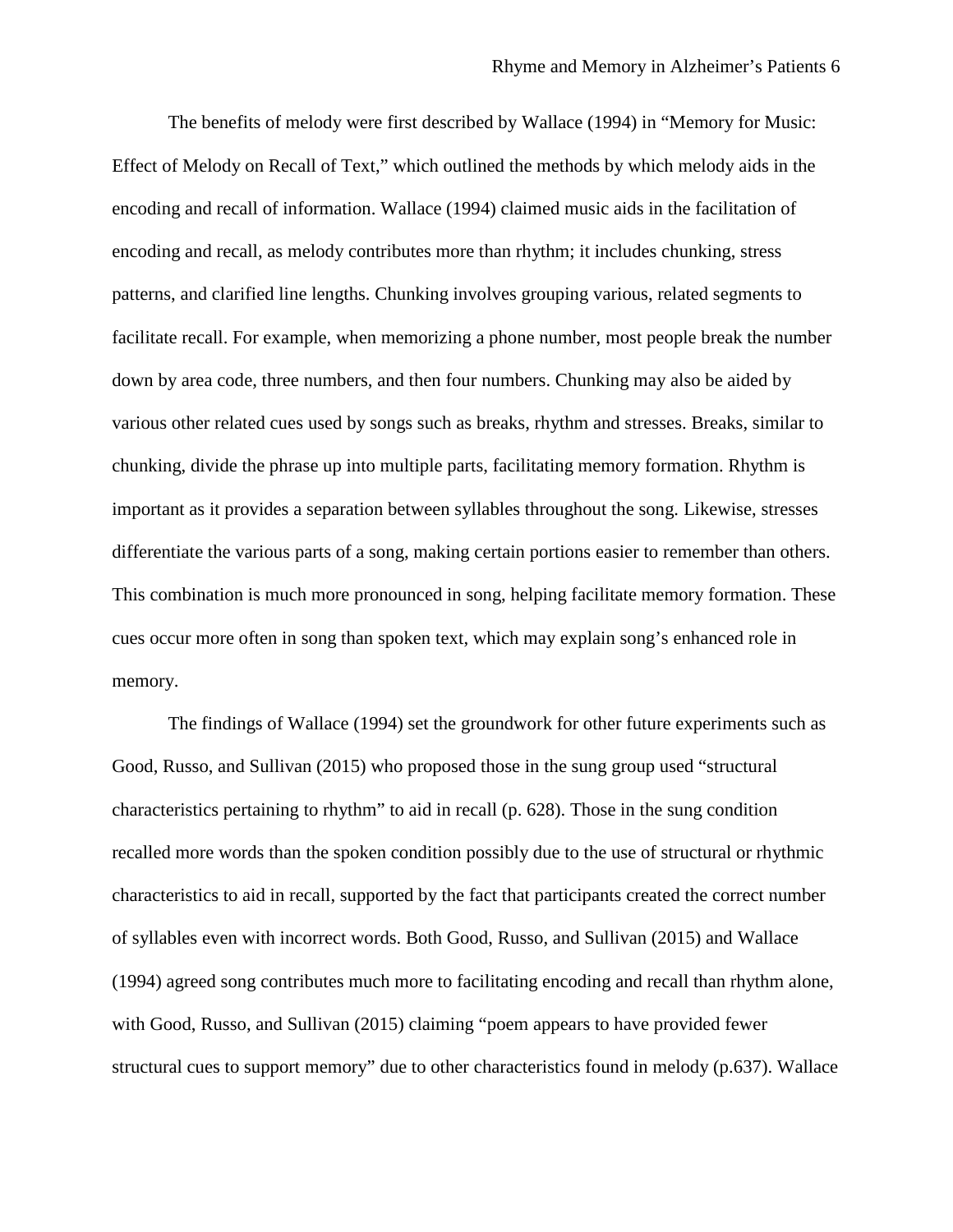The benefits of melody were first described by Wallace (1994) in "Memory for Music: Effect of Melody on Recall of Text," which outlined the methods by which melody aids in the encoding and recall of information. Wallace (1994) claimed music aids in the facilitation of encoding and recall, as melody contributes more than rhythm; it includes chunking, stress patterns, and clarified line lengths. Chunking involves grouping various, related segments to facilitate recall. For example, when memorizing a phone number, most people break the number down by area code, three numbers, and then four numbers. Chunking may also be aided by various other related cues used by songs such as breaks, rhythm and stresses. Breaks, similar to chunking, divide the phrase up into multiple parts, facilitating memory formation. Rhythm is important as it provides a separation between syllables throughout the song. Likewise, stresses differentiate the various parts of a song, making certain portions easier to remember than others. This combination is much more pronounced in song, helping facilitate memory formation. These cues occur more often in song than spoken text, which may explain song's enhanced role in memory.

The findings of Wallace (1994) set the groundwork for other future experiments such as Good, Russo, and Sullivan (2015) who proposed those in the sung group used "structural characteristics pertaining to rhythm" to aid in recall (p. 628). Those in the sung condition recalled more words than the spoken condition possibly due to the use of structural or rhythmic characteristics to aid in recall, supported by the fact that participants created the correct number of syllables even with incorrect words. Both Good, Russo, and Sullivan (2015) and Wallace (1994) agreed song contributes much more to facilitating encoding and recall than rhythm alone, with Good, Russo, and Sullivan (2015) claiming "poem appears to have provided fewer structural cues to support memory" due to other characteristics found in melody (p.637). Wallace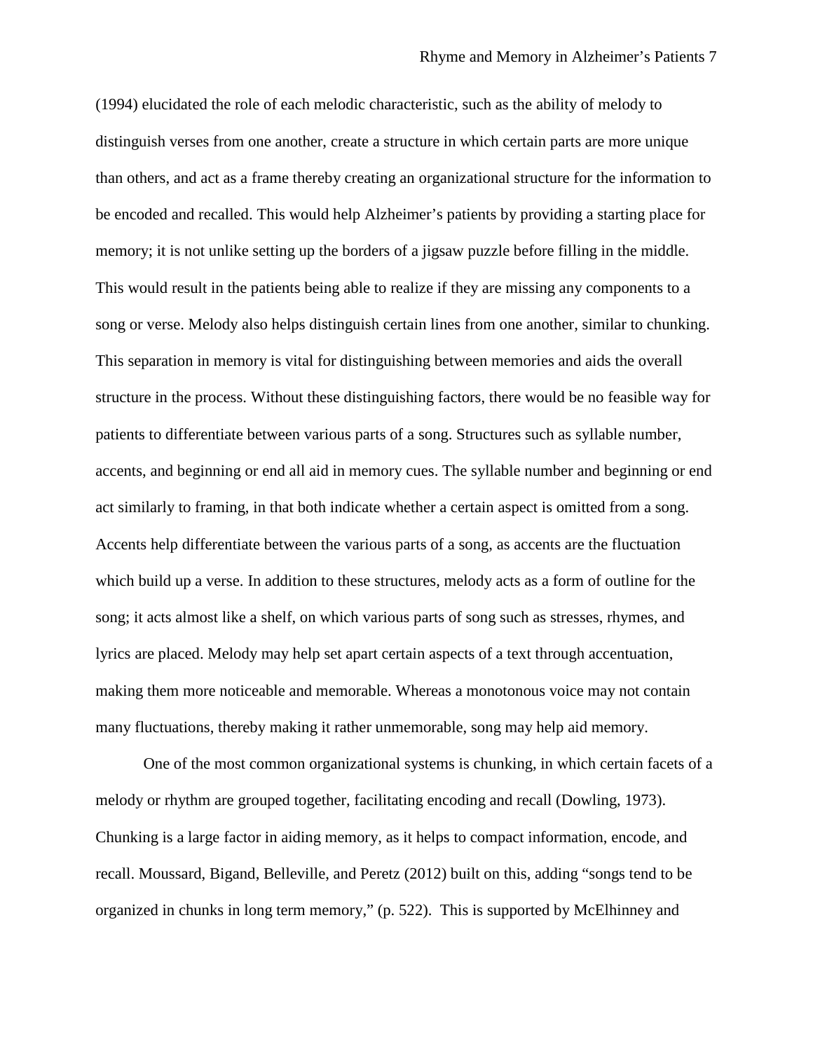(1994) elucidated the role of each melodic characteristic, such as the ability of melody to distinguish verses from one another, create a structure in which certain parts are more unique than others, and act as a frame thereby creating an organizational structure for the information to be encoded and recalled. This would help Alzheimer's patients by providing a starting place for memory; it is not unlike setting up the borders of a jigsaw puzzle before filling in the middle. This would result in the patients being able to realize if they are missing any components to a song or verse. Melody also helps distinguish certain lines from one another, similar to chunking. This separation in memory is vital for distinguishing between memories and aids the overall structure in the process. Without these distinguishing factors, there would be no feasible way for patients to differentiate between various parts of a song. Structures such as syllable number, accents, and beginning or end all aid in memory cues. The syllable number and beginning or end act similarly to framing, in that both indicate whether a certain aspect is omitted from a song. Accents help differentiate between the various parts of a song, as accents are the fluctuation which build up a verse. In addition to these structures, melody acts as a form of outline for the song; it acts almost like a shelf, on which various parts of song such as stresses, rhymes, and lyrics are placed. Melody may help set apart certain aspects of a text through accentuation, making them more noticeable and memorable. Whereas a monotonous voice may not contain many fluctuations, thereby making it rather unmemorable, song may help aid memory.

One of the most common organizational systems is chunking, in which certain facets of a melody or rhythm are grouped together, facilitating encoding and recall (Dowling, 1973). Chunking is a large factor in aiding memory, as it helps to compact information, encode, and recall. Moussard, Bigand, Belleville, and Peretz (2012) built on this, adding "songs tend to be organized in chunks in long term memory," (p. 522). This is supported by McElhinney and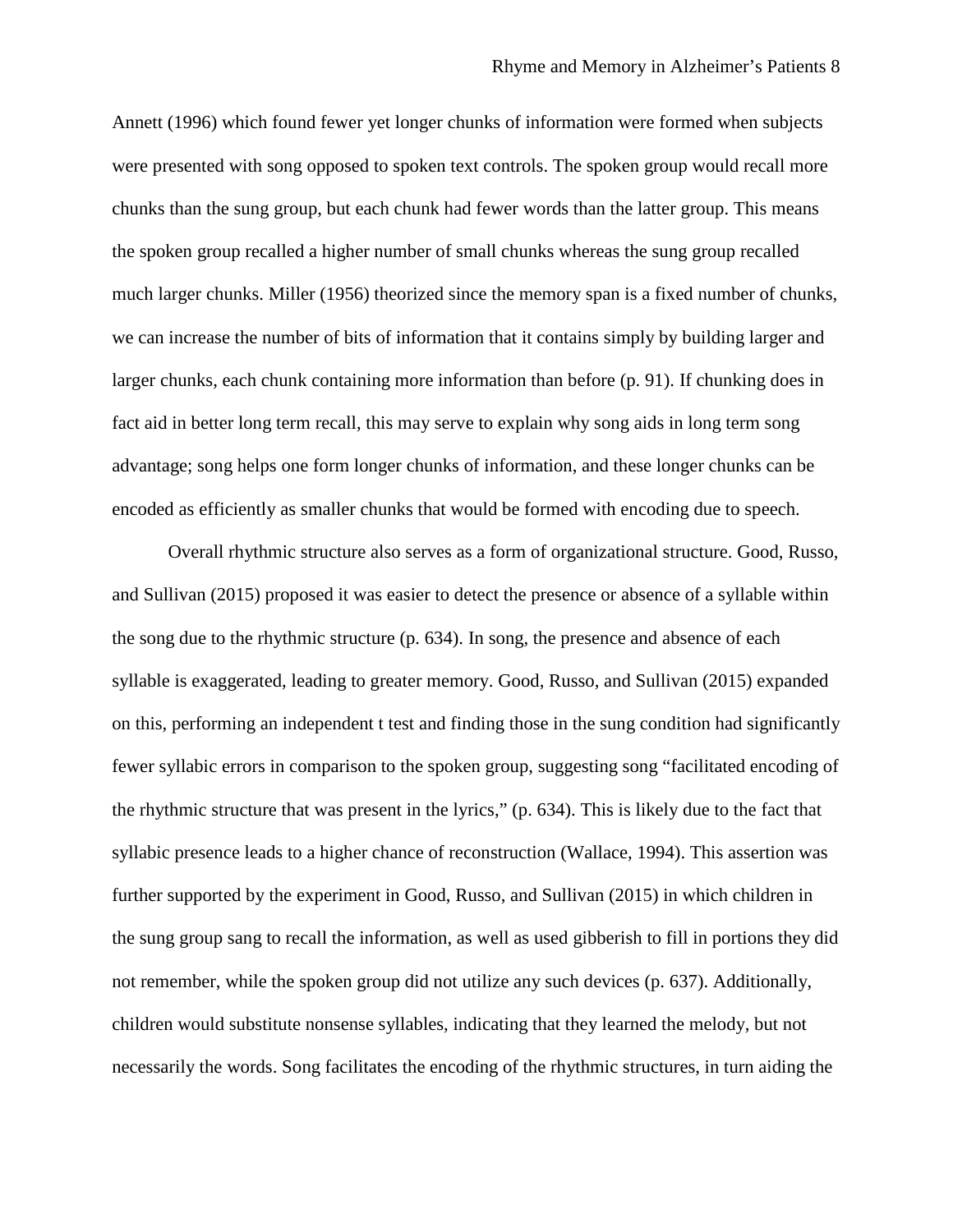Annett (1996) which found fewer yet longer chunks of information were formed when subjects were presented with song opposed to spoken text controls. The spoken group would recall more chunks than the sung group, but each chunk had fewer words than the latter group. This means the spoken group recalled a higher number of small chunks whereas the sung group recalled much larger chunks. Miller (1956) theorized since the memory span is a fixed number of chunks, we can increase the number of bits of information that it contains simply by building larger and larger chunks, each chunk containing more information than before (p. 91). If chunking does in fact aid in better long term recall, this may serve to explain why song aids in long term song advantage; song helps one form longer chunks of information, and these longer chunks can be encoded as efficiently as smaller chunks that would be formed with encoding due to speech.

Overall rhythmic structure also serves as a form of organizational structure. Good, Russo, and Sullivan (2015) proposed it was easier to detect the presence or absence of a syllable within the song due to the rhythmic structure (p. 634). In song, the presence and absence of each syllable is exaggerated, leading to greater memory. Good, Russo, and Sullivan (2015) expanded on this, performing an independent t test and finding those in the sung condition had significantly fewer syllabic errors in comparison to the spoken group, suggesting song "facilitated encoding of the rhythmic structure that was present in the lyrics," (p. 634). This is likely due to the fact that syllabic presence leads to a higher chance of reconstruction (Wallace, 1994). This assertion was further supported by the experiment in Good, Russo, and Sullivan (2015) in which children in the sung group sang to recall the information, as well as used gibberish to fill in portions they did not remember, while the spoken group did not utilize any such devices (p. 637). Additionally, children would substitute nonsense syllables, indicating that they learned the melody, but not necessarily the words. Song facilitates the encoding of the rhythmic structures, in turn aiding the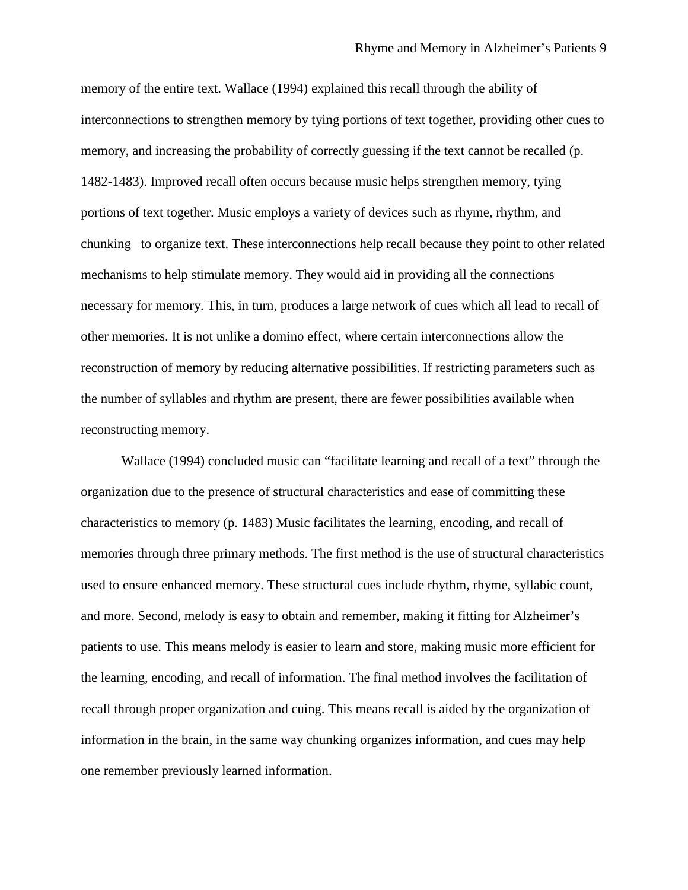memory of the entire text. Wallace (1994) explained this recall through the ability of interconnections to strengthen memory by tying portions of text together, providing other cues to memory, and increasing the probability of correctly guessing if the text cannot be recalled (p. 1482-1483). Improved recall often occurs because music helps strengthen memory, tying portions of text together. Music employs a variety of devices such as rhyme, rhythm, and chunking to organize text. These interconnections help recall because they point to other related mechanisms to help stimulate memory. They would aid in providing all the connections necessary for memory. This, in turn, produces a large network of cues which all lead to recall of other memories. It is not unlike a domino effect, where certain interconnections allow the reconstruction of memory by reducing alternative possibilities. If restricting parameters such as the number of syllables and rhythm are present, there are fewer possibilities available when reconstructing memory.

Wallace (1994) concluded music can "facilitate learning and recall of a text" through the organization due to the presence of structural characteristics and ease of committing these characteristics to memory (p. 1483) Music facilitates the learning, encoding, and recall of memories through three primary methods. The first method is the use of structural characteristics used to ensure enhanced memory. These structural cues include rhythm, rhyme, syllabic count, and more. Second, melody is easy to obtain and remember, making it fitting for Alzheimer's patients to use. This means melody is easier to learn and store, making music more efficient for the learning, encoding, and recall of information. The final method involves the facilitation of recall through proper organization and cuing. This means recall is aided by the organization of information in the brain, in the same way chunking organizes information, and cues may help one remember previously learned information.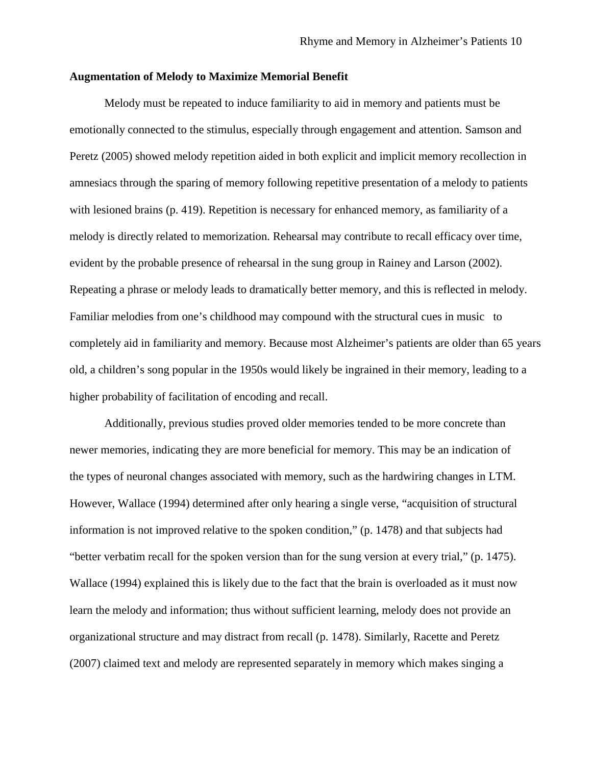**Augmentation of Melody to Maximize Memorial Benefit**

Melody must be repeated to induce familiarity to aid in memory and patients must be emotionally connected to the stimulus, especially through engagement and attention. Samson and Peretz (2005) showed melody repetition aided in both explicit and implicit memory recollection in amnesiacs through the sparing of memory following repetitive presentation of a melody to patients with lesioned brains (p. 419). Repetition is necessary for enhanced memory, as familiarity of a melody is directly related to memorization. Rehearsal may contribute to recall efficacy over time, evident by the probable presence of rehearsal in the sung group in Rainey and Larson (2002). Repeating a phrase or melody leads to dramatically better memory, and this is reflected in melody. Familiar melodies from one's childhood may compound with the structural cues in music to completely aid in familiarity and memory. Because most Alzheimer's patients are older than 65 years old, a children's song popular in the 1950s would likely be ingrained in their memory, leading to a higher probability of facilitation of encoding and recall.

Additionally, previous studies proved older memories tended to be more concrete than newer memories, indicating they are more beneficial for memory. This may be an indication of the types of neuronal changes associated with memory, such as the hardwiring changes in LTM. However, Wallace (1994) determined after only hearing a single verse, "acquisition of structural information is not improved relative to the spoken condition," (p. 1478) and that subjects had "better verbatim recall for the spoken version than for the sung version at every trial," (p. 1475). Wallace (1994) explained this is likely due to the fact that the brain is overloaded as it must now learn the melody and information; thus without sufficient learning, melody does not provide an organizational structure and may distract from recall (p. 1478). Similarly, Racette and Peretz (2007) claimed text and melody are represented separately in memory which makes singing a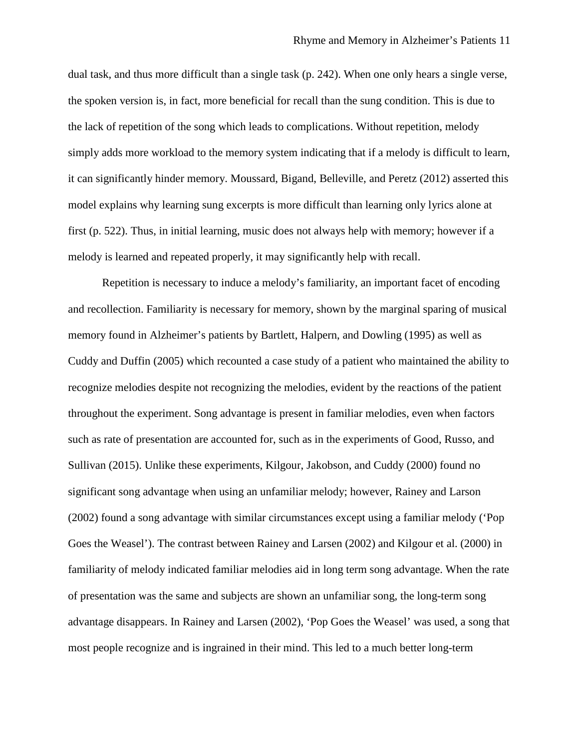dual task, and thus more difficult than a single task (p. 242). When one only hears a single verse, the spoken version is, in fact, more beneficial for recall than the sung condition. This is due to the lack of repetition of the song which leads to complications. Without repetition, melody simply adds more workload to the memory system indicating that if a melody is difficult to learn, it can significantly hinder memory. Moussard, Bigand, Belleville, and Peretz (2012) asserted this model explains why learning sung excerpts is more difficult than learning only lyrics alone at first (p. 522). Thus, in initial learning, music does not always help with memory; however if a melody is learned and repeated properly, it may significantly help with recall.

Repetition is necessary to induce a melody's familiarity, an important facet of encoding and recollection. Familiarity is necessary for memory, shown by the marginal sparing of musical memory found in Alzheimer's patients by Bartlett, Halpern, and Dowling (1995) as well as Cuddy and Duffin (2005) which recounted a case study of a patient who maintained the ability to recognize melodies despite not recognizing the melodies, evident by the reactions of the patient throughout the experiment. Song advantage is present in familiar melodies, even when factors such as rate of presentation are accounted for, such as in the experiments of Good, Russo, and Sullivan (2015). Unlike these experiments, Kilgour, Jakobson, and Cuddy (2000) found no significant song advantage when using an unfamiliar melody; however, Rainey and Larson (2002) found a song advantage with similar circumstances except using a familiar melody ('Pop Goes the Weasel'). The contrast between Rainey and Larsen (2002) and Kilgour et al. (2000) in familiarity of melody indicated familiar melodies aid in long term song advantage. When the rate of presentation was the same and subjects are shown an unfamiliar song, the long-term song advantage disappears. In Rainey and Larsen (2002), 'Pop Goes the Weasel' was used, a song that most people recognize and is ingrained in their mind. This led to a much better long-term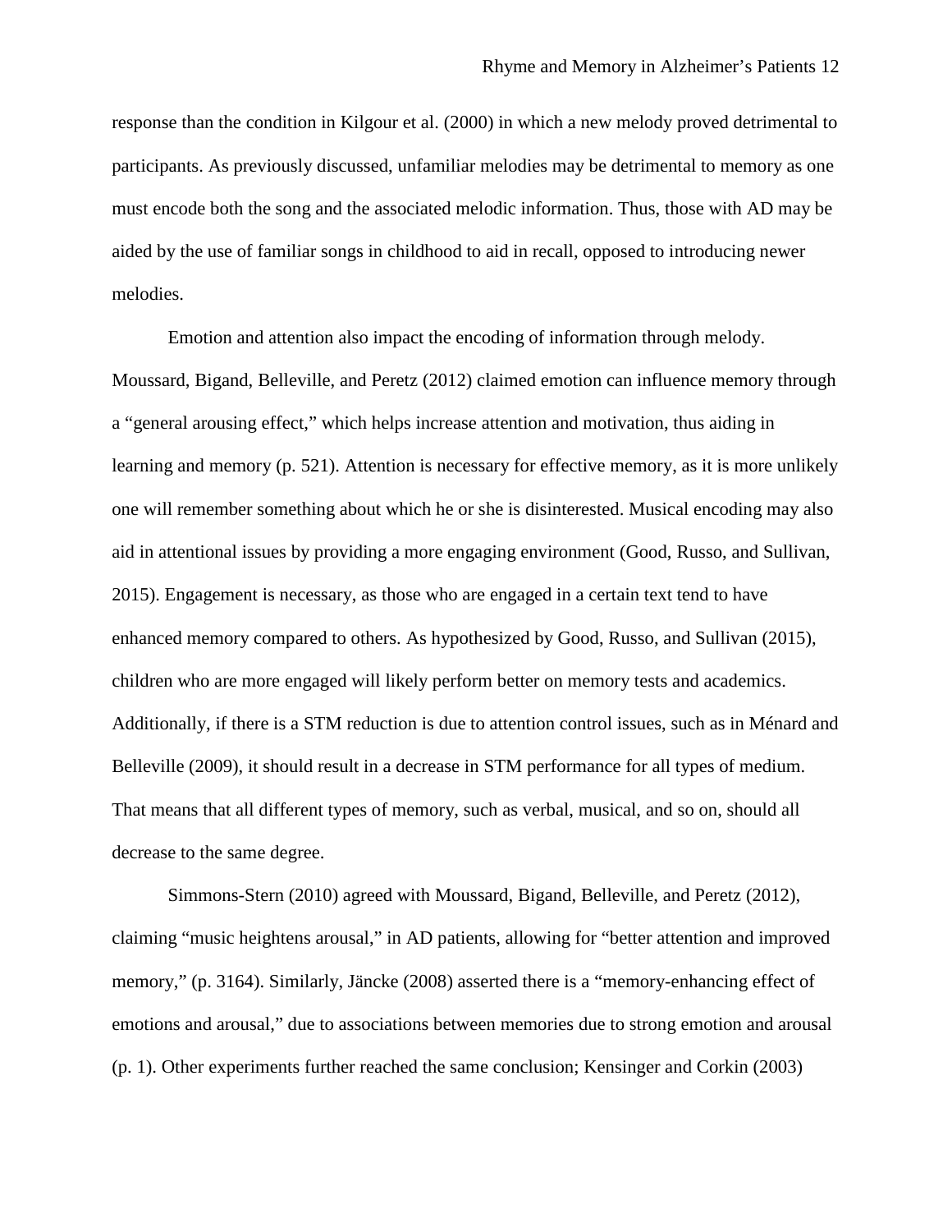response than the condition in Kilgour et al. (2000) in which a new melody proved detrimental to participants. As previously discussed, unfamiliar melodies may be detrimental to memory as one must encode both the song and the associated melodic information. Thus, those with AD may be aided by the use of familiar songs in childhood to aid in recall, opposed to introducing newer melodies.

Emotion and attention also impact the encoding of information through melody. Moussard, Bigand, Belleville, and Peretz (2012) claimed emotion can influence memory through a "general arousing effect," which helps increase attention and motivation, thus aiding in learning and memory (p. 521). Attention is necessary for effective memory, as it is more unlikely one will remember something about which he or she is disinterested. Musical encoding may also aid in attentional issues by providing a more engaging environment (Good, Russo, and Sullivan, 2015). Engagement is necessary, as those who are engaged in a certain text tend to have enhanced memory compared to others. As hypothesized by Good, Russo, and Sullivan (2015), children who are more engaged will likely perform better on memory tests and academics. Additionally, if there is a STM reduction is due to attention control issues, such as in Ménard and Belleville (2009), it should result in a decrease in STM performance for all types of medium. That means that all different types of memory, such as verbal, musical, and so on, should all decrease to the same degree.

Simmons-Stern (2010) agreed with Moussard, Bigand, Belleville, and Peretz (2012), claiming "music heightens arousal," in AD patients, allowing for "better attention and improved memory," (p. 3164). Similarly, Jäncke (2008) asserted there is a "memory-enhancing effect of emotions and arousal," due to associations between memories due to strong emotion and arousal (p. 1). Other experiments further reached the same conclusion; Kensinger and Corkin (2003)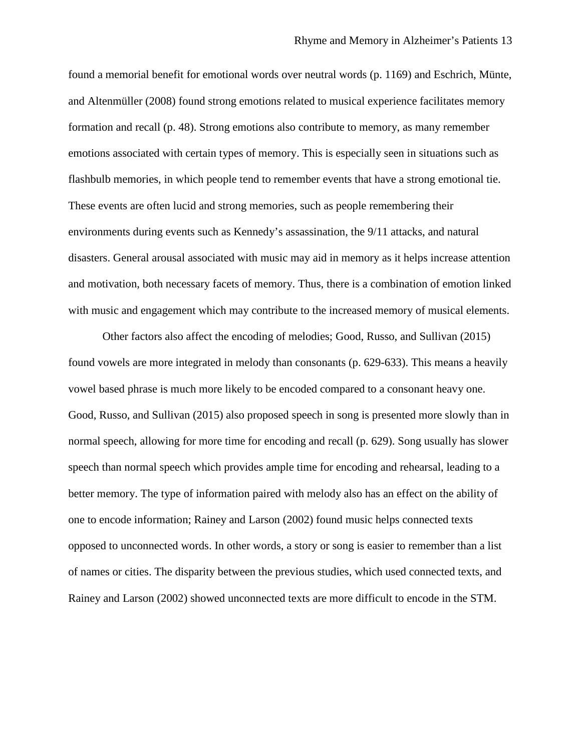found a memorial benefit for emotional words over neutral words (p. 1169) and Eschrich, Münte, and Altenmüller (2008) found strong emotions related to musical experience facilitates memory formation and recall (p. 48). Strong emotions also contribute to memory, as many remember emotions associated with certain types of memory. This is especially seen in situations such as flashbulb memories, in which people tend to remember events that have a strong emotional tie. These events are often lucid and strong memories, such as people remembering their environments during events such as Kennedy's assassination, the 9/11 attacks, and natural disasters. General arousal associated with music may aid in memory as it helps increase attention and motivation, both necessary facets of memory. Thus, there is a combination of emotion linked with music and engagement which may contribute to the increased memory of musical elements.

Other factors also affect the encoding of melodies; Good, Russo, and Sullivan (2015) found vowels are more integrated in melody than consonants (p. 629-633). This means a heavily vowel based phrase is much more likely to be encoded compared to a consonant heavy one. Good, Russo, and Sullivan (2015) also proposed speech in song is presented more slowly than in normal speech, allowing for more time for encoding and recall (p. 629). Song usually has slower speech than normal speech which provides ample time for encoding and rehearsal, leading to a better memory. The type of information paired with melody also has an effect on the ability of one to encode information; Rainey and Larson (2002) found music helps connected texts opposed to unconnected words. In other words, a story or song is easier to remember than a list of names or cities. The disparity between the previous studies, which used connected texts, and Rainey and Larson (2002) showed unconnected texts are more difficult to encode in the STM.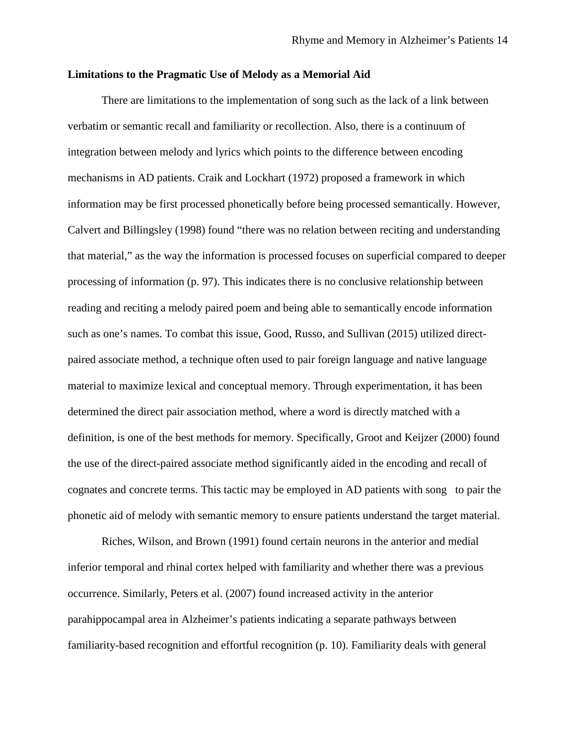**Limitations to the Pragmatic Use of Melody as a Memorial Aid**

There are limitations to the implementation of song such as the lack of a link between verbatim or semantic recall and familiarity or recollection. Also, there is a continuum of integration between melody and lyrics which points to the difference between encoding mechanisms in AD patients. Craik and Lockhart (1972) proposed a framework in which information may be first processed phonetically before being processed semantically. However, Calvert and Billingsley (1998) found "there was no relation between reciting and understanding that material," as the way the information is processed focuses on superficial compared to deeper processing of information (p. 97). This indicates there is no conclusive relationship between reading and reciting a melody paired poem and being able to semantically encode information such as one's names. To combat this issue, Good, Russo, and Sullivan (2015) utilized direct-paired associate method, a technique often used to pair foreign language and native language material to maximize lexical and conceptual memory. Through experimentation, it has been determined the direct pair association method, where a word is directly matched with a definition, is one of the best methods for memory. Specifically, Groot and Keijzer (2000) found the use of the direct-paired associate method significantly aided in the encoding and recall of cognates and concrete terms. This tactic may be employed in AD patients with song to pair the phonetic aid of melody with semantic memory to ensure patients understand the target material.

Riches, Wilson, and Brown (1991) found certain neurons in the anterior and medial inferior temporal and rhinal cortex helped with familiarity and whether there was a previous occurrence. Similarly, Peters et al. (2007) found increased activity in the anterior parahippocampal area in Alzheimer's patients indicating a separate pathways between familiarity-based recognition and effortful recognition (p. 10). Familiarity deals with general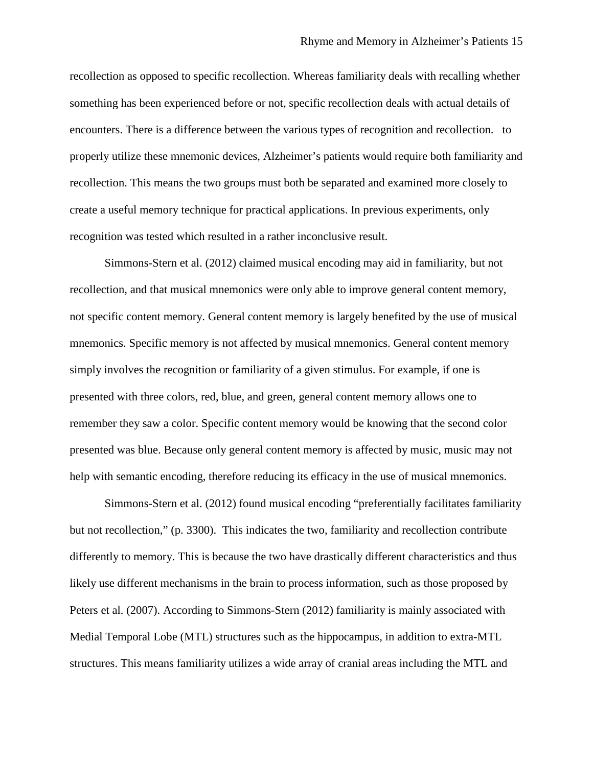recollection as opposed to specific recollection. Whereas familiarity deals with recalling whether something has been experienced before or not, specific recollection deals with actual details of encounters. There is a difference between the various types of recognition and recollection.   to properly utilize these mnemonic devices, Alzheimer's patients would require both familiarity and recollection. This means the two groups must both be separated and examined more closely to create a useful memory technique for practical applications. In previous experiments, only recognition was tested which resulted in a rather inconclusive result.

Simmons-Stern et al. (2012) claimed musical encoding may aid in familiarity, but not recollection, and that musical mnemonics were only able to improve general content memory, not specific content memory. General content memory is largely benefited by the use of musical mnemonics. Specific memory is not affected by musical mnemonics. General content memory simply involves the recognition or familiarity of a given stimulus. For example, if one is presented with three colors, red, blue, and green, general content memory allows one to remember they saw a color. Specific content memory would be knowing that the second color presented was blue. Because only general content memory is affected by music, music may not help with semantic encoding, therefore reducing its efficacy in the use of musical mnemonics.

Simmons-Stern et al. (2012) found musical encoding "preferentially facilitates familiarity but not recollection," (p. 3300).  This indicates the two, familiarity and recollection contribute differently to memory. This is because the two have drastically different characteristics and thus likely use different mechanisms in the brain to process information, such as those proposed by Peters et al. (2007). According to Simmons-Stern (2012) familiarity is mainly associated with Medial Temporal Lobe (MTL) structures such as the hippocampus, in addition to extra-MTL structures. This means familiarity utilizes a wide array of cranial areas including the MTL and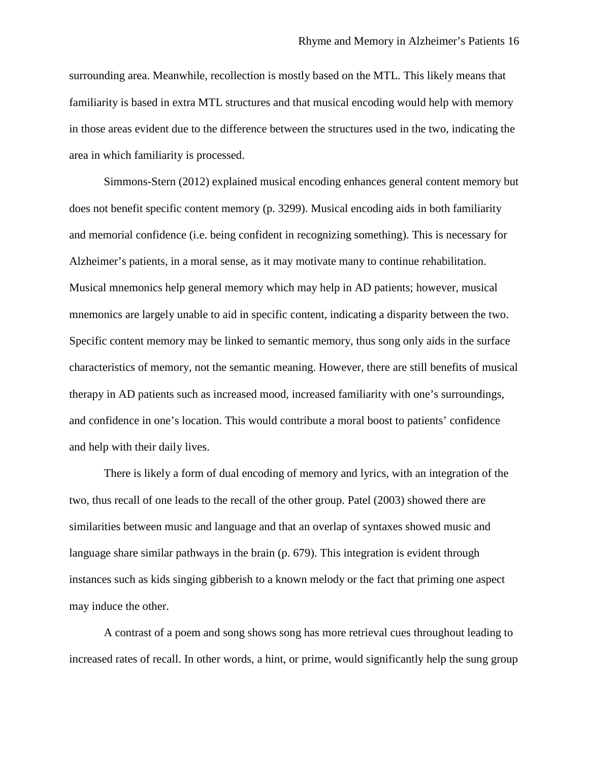surrounding area. Meanwhile, recollection is mostly based on the MTL. This likely means that familiarity is based in extra MTL structures and that musical encoding would help with memory in those areas evident due to the difference between the structures used in the two, indicating the area in which familiarity is processed.

Simmons-Stern (2012) explained musical encoding enhances general content memory but does not benefit specific content memory (p. 3299). Musical encoding aids in both familiarity and memorial confidence (i.e. being confident in recognizing something). This is necessary for Alzheimer's patients, in a moral sense, as it may motivate many to continue rehabilitation. Musical mnemonics help general memory which may help in AD patients; however, musical mnemonics are largely unable to aid in specific content, indicating a disparity between the two. Specific content memory may be linked to semantic memory, thus song only aids in the surface characteristics of memory, not the semantic meaning. However, there are still benefits of musical therapy in AD patients such as increased mood, increased familiarity with one's surroundings, and confidence in one's location. This would contribute a moral boost to patients' confidence and help with their daily lives.

There is likely a form of dual encoding of memory and lyrics, with an integration of the two, thus recall of one leads to the recall of the other group. Patel (2003) showed there are similarities between music and language and that an overlap of syntaxes showed music and language share similar pathways in the brain (p. 679). This integration is evident through instances such as kids singing gibberish to a known melody or the fact that priming one aspect may induce the other.

A contrast of a poem and song shows song has more retrieval cues throughout leading to increased rates of recall. In other words, a hint, or prime, would significantly help the sung group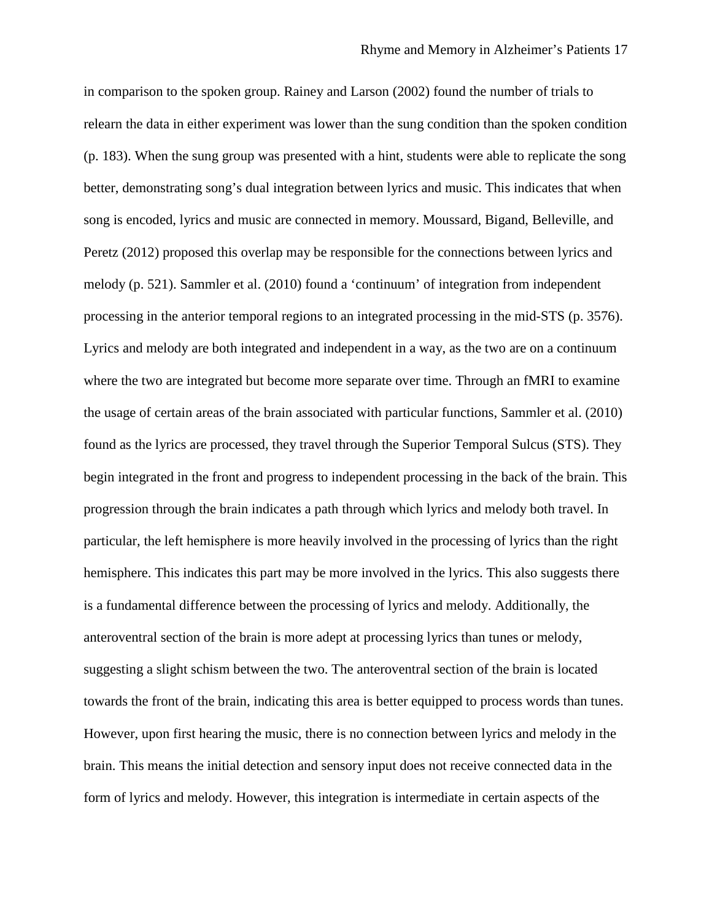in comparison to the spoken group. Rainey and Larson (2002) found the number of trials to relearn the data in either experiment was lower than the sung condition than the spoken condition (p. 183). When the sung group was presented with a hint, students were able to replicate the song better, demonstrating song's dual integration between lyrics and music. This indicates that when song is encoded, lyrics and music are connected in memory. Moussard, Bigand, Belleville, and Peretz (2012) proposed this overlap may be responsible for the connections between lyrics and melody (p. 521). Sammler et al. (2010) found a 'continuum' of integration from independent processing in the anterior temporal regions to an integrated processing in the mid-STS (p. 3576). Lyrics and melody are both integrated and independent in a way, as the two are on a continuum where the two are integrated but become more separate over time. Through an fMRI to examine the usage of certain areas of the brain associated with particular functions, Sammler et al. (2010) found as the lyrics are processed, they travel through the Superior Temporal Sulcus (STS). They begin integrated in the front and progress to independent processing in the back of the brain. This progression through the brain indicates a path through which lyrics and melody both travel. In particular, the left hemisphere is more heavily involved in the processing of lyrics than the right hemisphere. This indicates this part may be more involved in the lyrics. This also suggests there is a fundamental difference between the processing of lyrics and melody. Additionally, the anteroventral section of the brain is more adept at processing lyrics than tunes or melody, suggesting a slight schism between the two. The anteroventral section of the brain is located towards the front of the brain, indicating this area is better equipped to process words than tunes. However, upon first hearing the music, there is no connection between lyrics and melody in the brain. This means the initial detection and sensory input does not receive connected data in the form of lyrics and melody. However, this integration is intermediate in certain aspects of the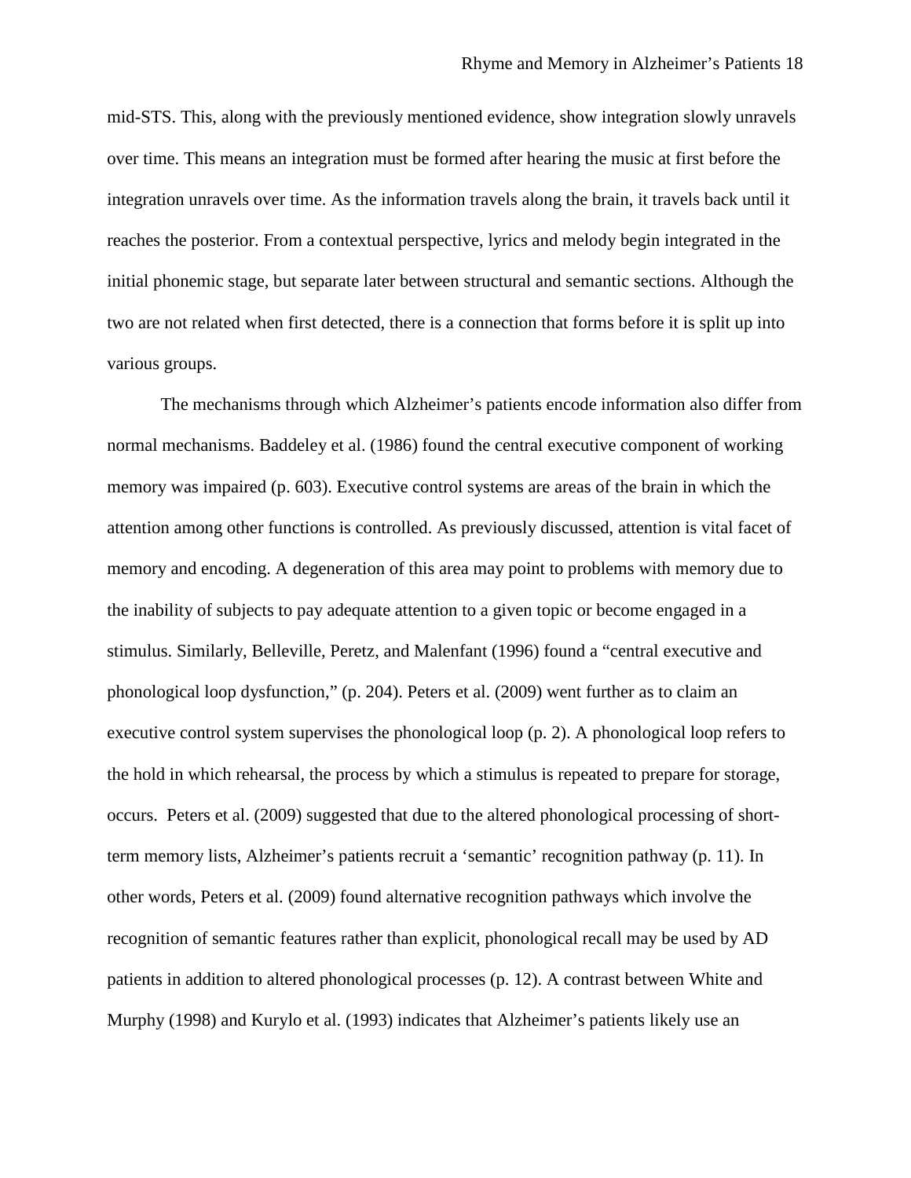mid-STS. This, along with the previously mentioned evidence, show integration slowly unravels over time. This means an integration must be formed after hearing the music at first before the integration unravels over time. As the information travels along the brain, it travels back until it reaches the posterior. From a contextual perspective, lyrics and melody begin integrated in the initial phonemic stage, but separate later between structural and semantic sections. Although the two are not related when first detected, there is a connection that forms before it is split up into various groups.

The mechanisms through which Alzheimer's patients encode information also differ from normal mechanisms. Baddeley et al. (1986) found the central executive component of working memory was impaired (p. 603). Executive control systems are areas of the brain in which the attention among other functions is controlled. As previously discussed, attention is vital facet of memory and encoding. A degeneration of this area may point to problems with memory due to the inability of subjects to pay adequate attention to a given topic or become engaged in a stimulus. Similarly, Belleville, Peretz, and Malenfant (1996) found a "central executive and phonological loop dysfunction," (p. 204). Peters et al. (2009) went further as to claim an executive control system supervises the phonological loop (p. 2). A phonological loop refers to the hold in which rehearsal, the process by which a stimulus is repeated to prepare for storage, occurs. Peters et al. (2009) suggested that due to the altered phonological processing of short-term memory lists, Alzheimer's patients recruit a 'semantic' recognition pathway (p. 11). In other words, Peters et al. (2009) found alternative recognition pathways which involve the recognition of semantic features rather than explicit, phonological recall may be used by AD patients in addition to altered phonological processes (p. 12). A contrast between White and Murphy (1998) and Kurylo et al. (1993) indicates that Alzheimer's patients likely use an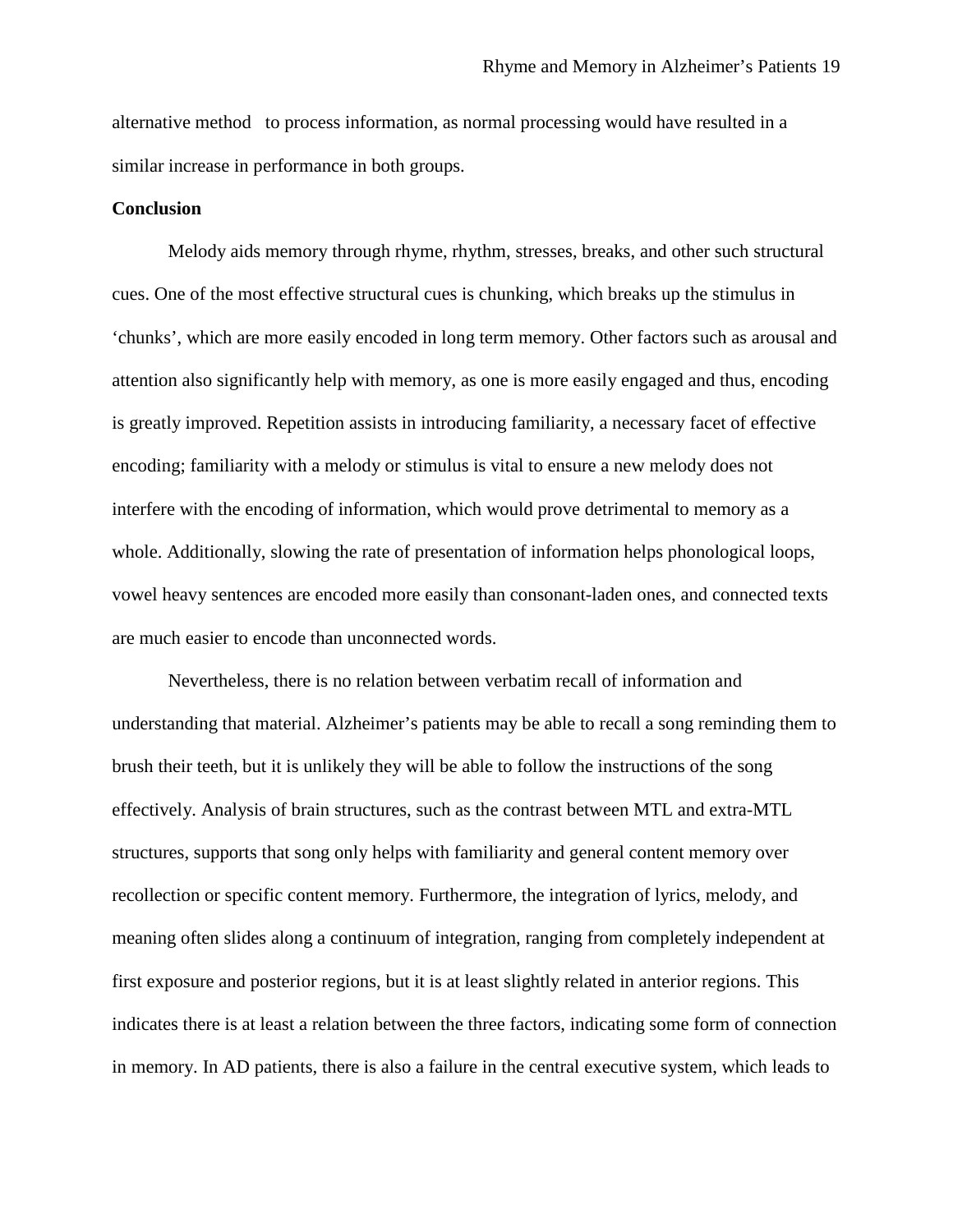alternative method to process information, as normal processing would have resulted in a similar increase in performance in both groups.

**Conclusion**

Melody aids memory through rhyme, rhythm, stresses, breaks, and other such structural cues. One of the most effective structural cues is chunking, which breaks up the stimulus in 'chunks', which are more easily encoded in long term memory. Other factors such as arousal and attention also significantly help with memory, as one is more easily engaged and thus, encoding is greatly improved. Repetition assists in introducing familiarity, a necessary facet of effective encoding; familiarity with a melody or stimulus is vital to ensure a new melody does not interfere with the encoding of information, which would prove detrimental to memory as a whole. Additionally, slowing the rate of presentation of information helps phonological loops, vowel heavy sentences are encoded more easily than consonant-laden ones, and connected texts are much easier to encode than unconnected words.

Nevertheless, there is no relation between verbatim recall of information and understanding that material. Alzheimer's patients may be able to recall a song reminding them to brush their teeth, but it is unlikely they will be able to follow the instructions of the song effectively. Analysis of brain structures, such as the contrast between MTL and extra-MTL structures, supports that song only helps with familiarity and general content memory over recollection or specific content memory. Furthermore, the integration of lyrics, melody, and meaning often slides along a continuum of integration, ranging from completely independent at first exposure and posterior regions, but it is at least slightly related in anterior regions. This indicates there is at least a relation between the three factors, indicating some form of connection in memory. In AD patients, there is also a failure in the central executive system, which leads to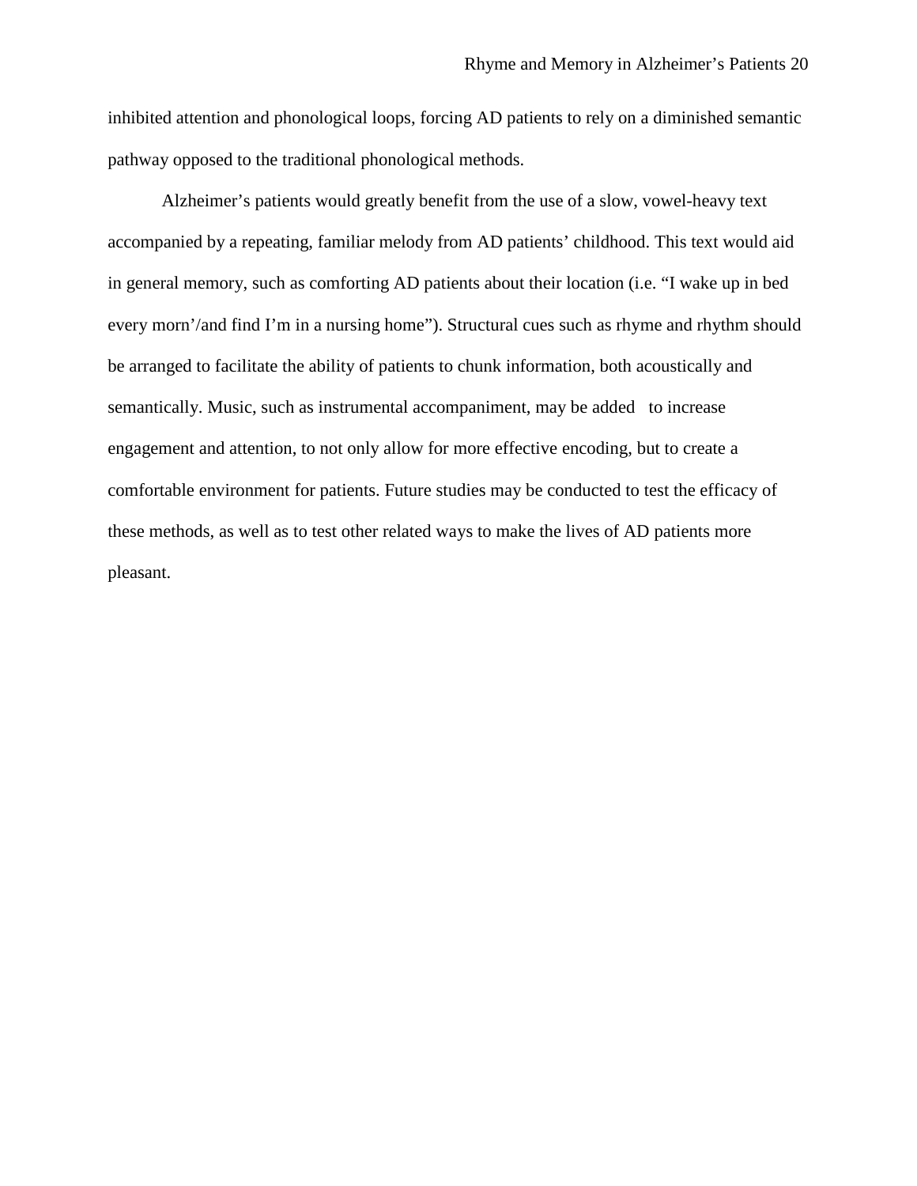inhibited attention and phonological loops, forcing AD patients to rely on a diminished semantic pathway opposed to the traditional phonological methods.

Alzheimer's patients would greatly benefit from the use of a slow, vowel-heavy text accompanied by a repeating, familiar melody from AD patients' childhood. This text would aid in general memory, such as comforting AD patients about their location (i.e. "I wake up in bed every morn'/and find I'm in a nursing home"). Structural cues such as rhyme and rhythm should be arranged to facilitate the ability of patients to chunk information, both acoustically and semantically. Music, such as instrumental accompaniment, may be added to increase engagement and attention, to not only allow for more effective encoding, but to create a comfortable environment for patients. Future studies may be conducted to test the efficacy of these methods, as well as to test other related ways to make the lives of AD patients more pleasant.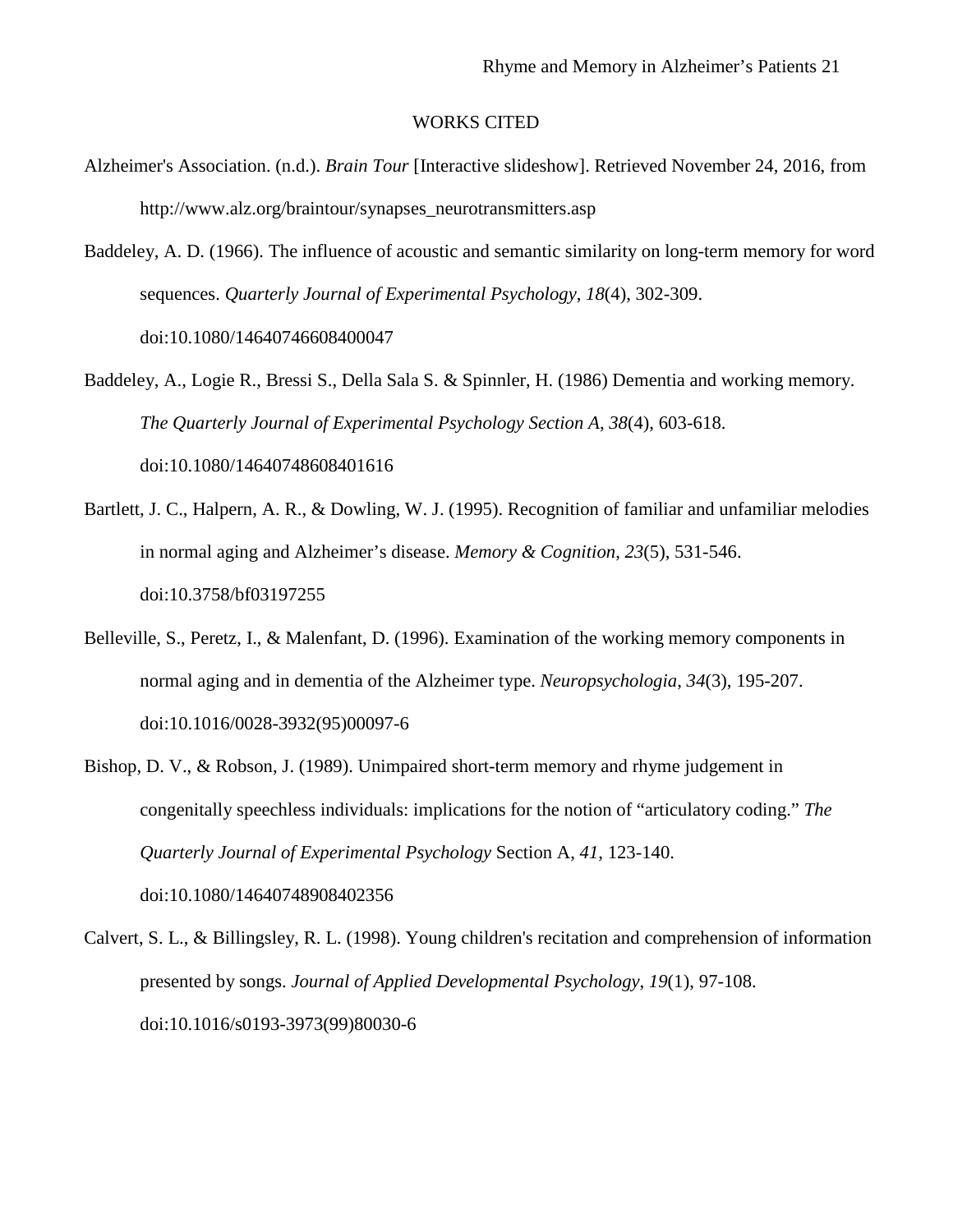# WORKS CITED

Alzheimer's Association. (n.d.). *Brain Tour* [Interactive slideshow]. Retrieved November 24, 2016, from http://www.alz.org/braintour/synapses_neurotransmitters.asp

Baddeley, A. D. (1966). The influence of acoustic and semantic similarity on long-term memory for word sequences. *Quarterly Journal of Experimental Psychology*, *18*(4), 302-309. doi:10.1080/14640746608400047

Baddeley, A., Logie R., Bressi S., Della Sala S. & Spinnler, H. (1986) Dementia and working memory. *The Quarterly Journal of Experimental Psychology Section A*, *38*(4), 603-618. doi:10.1080/14640748608401616

Bartlett, J. C., Halpern, A. R., & Dowling, W. J. (1995). Recognition of familiar and unfamiliar melodies in normal aging and Alzheimer's disease. *Memory & Cognition*, *23*(5), 531-546. doi:10.3758/bf03197255

Belleville, S., Peretz, I., & Malenfant, D. (1996). Examination of the working memory components in normal aging and in dementia of the Alzheimer type. *Neuropsychologia*, *34*(3), 195-207. doi:10.1016/0028-3932(95)00097-6

Bishop, D. V., & Robson, J. (1989). Unimpaired short-term memory and rhyme judgement in congenitally speechless individuals: implications for the notion of "articulatory coding." *The Quarterly Journal of Experimental Psychology* Section A, *41*, 123-140. doi:10.1080/14640748908402356

Calvert, S. L., & Billingsley, R. L. (1998). Young children's recitation and comprehension of information presented by songs. *Journal of Applied Developmental Psychology*, *19*(1), 97-108. doi:10.1016/s0193-3973(99)80030-6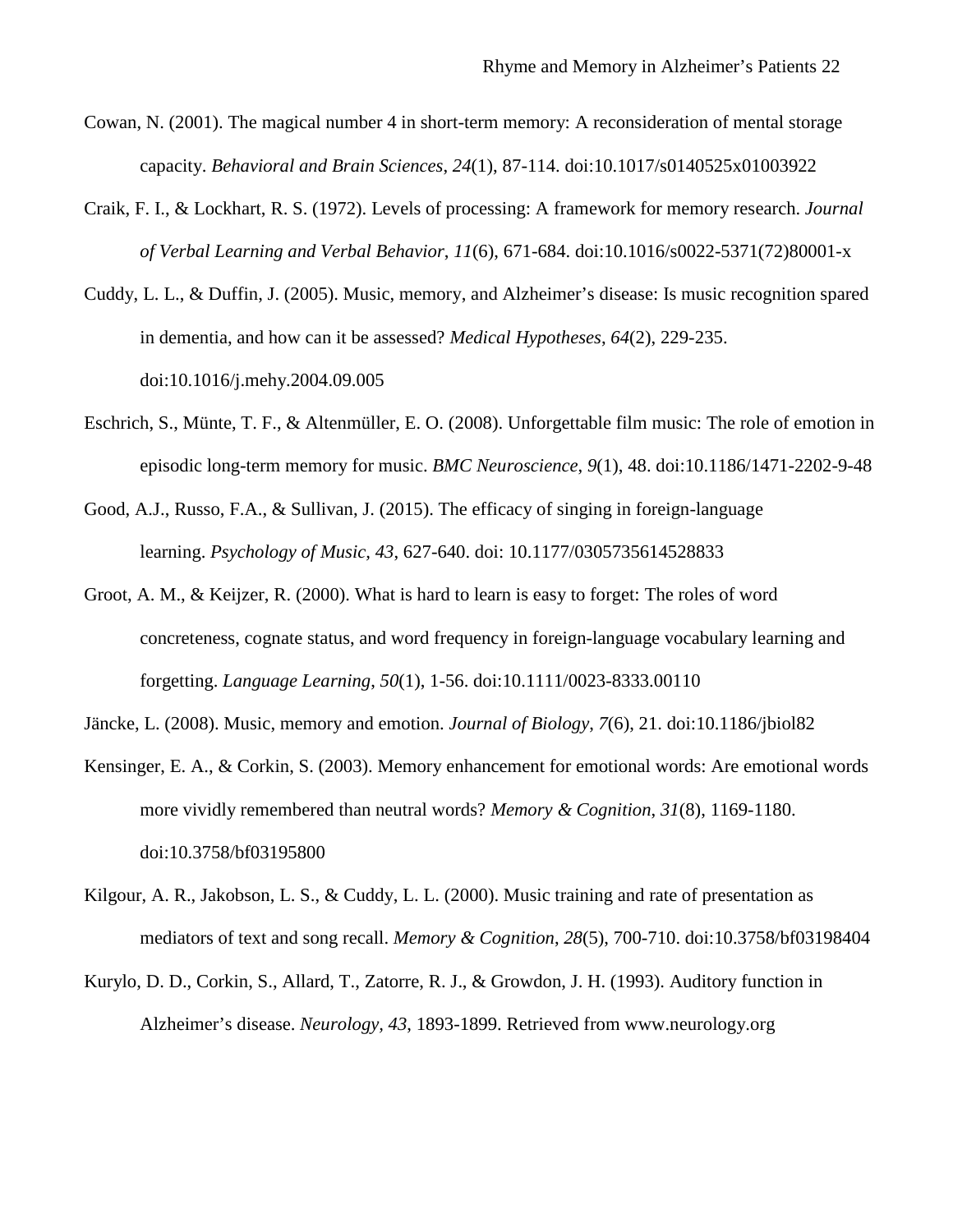Cowan, N. (2001). The magical number 4 in short-term memory: A reconsideration of mental storage capacity. *Behavioral and Brain Sciences*, *24*(1), 87-114. doi:10.1017/s0140525x01003922

Craik, F. I., & Lockhart, R. S. (1972). Levels of processing: A framework for memory research. *Journal of Verbal Learning and Verbal Behavior*, *11*(6), 671-684. doi:10.1016/s0022-5371(72)80001-x

Cuddy, L. L., & Duffin, J. (2005). Music, memory, and Alzheimer's disease: Is music recognition spared in dementia, and how can it be assessed? *Medical Hypotheses*, *64*(2), 229-235. doi:10.1016/j.mehy.2004.09.005

Eschrich, S., Münte, T. F., & Altenmüller, E. O. (2008). Unforgettable film music: The role of emotion in episodic long-term memory for music. *BMC Neuroscience*, *9*(1), 48. doi:10.1186/1471-2202-9-48

Good, A.J., Russo, F.A., & Sullivan, J. (2015). The efficacy of singing in foreign-language learning. *Psychology of Music, 43*, 627-640. doi: 10.1177/0305735614528833

Groot, A. M., & Keijzer, R. (2000). What is hard to learn is easy to forget: The roles of word concreteness, cognate status, and word frequency in foreign-language vocabulary learning and forgetting. *Language Learning*, *50*(1), 1-56. doi:10.1111/0023-8333.00110

Jäncke, L. (2008). Music, memory and emotion. *Journal of Biology, 7*(6), 21. doi:10.1186/jbiol82

Kensinger, E. A., & Corkin, S. (2003). Memory enhancement for emotional words: Are emotional words more vividly remembered than neutral words? *Memory & Cognition*, *31*(8), 1169-1180. doi:10.3758/bf03195800

Kilgour, A. R., Jakobson, L. S., & Cuddy, L. L. (2000). Music training and rate of presentation as mediators of text and song recall. *Memory & Cognition*, *28*(5), 700-710. doi:10.3758/bf03198404

Kurylo, D. D., Corkin, S., Allard, T., Zatorre, R. J., & Growdon, J. H. (1993). Auditory function in Alzheimer's disease. *Neurology, 43*, 1893-1899. Retrieved from www.neurology.org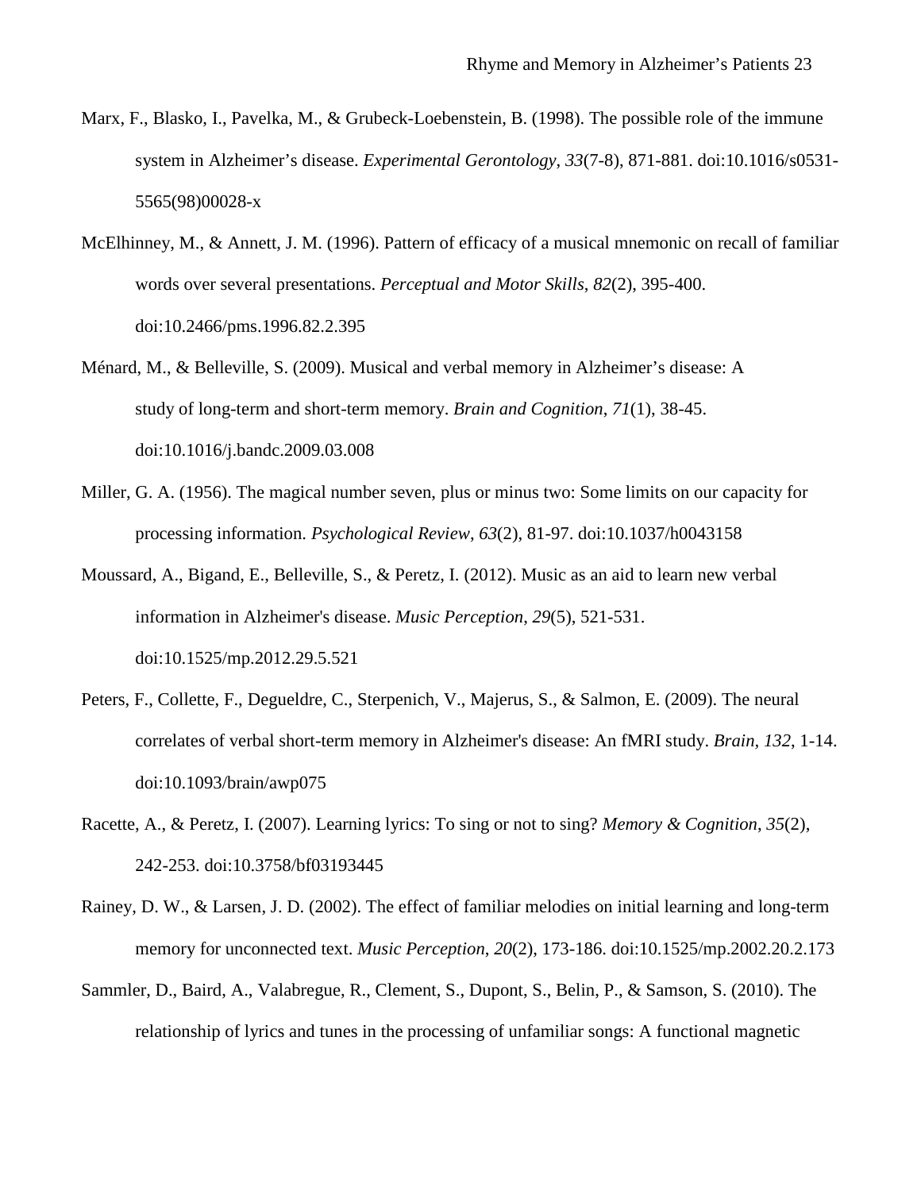Marx, F., Blasko, I., Pavelka, M., & Grubeck-Loebenstein, B. (1998). The possible role of the immune system in Alzheimer's disease. *Experimental Gerontology*, *33*(7-8), 871-881. doi:10.1016/s0531-5565(98)00028-x

McElhinney, M., & Annett, J. M. (1996). Pattern of efficacy of a musical mnemonic on recall of familiar words over several presentations. *Perceptual and Motor Skills*, *82*(2), 395-400. doi:10.2466/pms.1996.82.2.395

Ménard, M., & Belleville, S. (2009). Musical and verbal memory in Alzheimer's disease: A study of long-term and short-term memory. *Brain and Cognition*, *71*(1), 38-45. doi:10.1016/j.bandc.2009.03.008

Miller, G. A. (1956). The magical number seven, plus or minus two: Some limits on our capacity for processing information. *Psychological Review*, *63*(2), 81-97. doi:10.1037/h0043158

Moussard, A., Bigand, E., Belleville, S., & Peretz, I. (2012). Music as an aid to learn new verbal information in Alzheimer's disease. *Music Perception*, *29*(5), 521-531. doi:10.1525/mp.2012.29.5.521

Peters, F., Collette, F., Degueldre, C., Sterpenich, V., Majerus, S., & Salmon, E. (2009). The neural correlates of verbal short-term memory in Alzheimer's disease: An fMRI study. *Brain*, *132*, 1-14. doi:10.1093/brain/awp075

Racette, A., & Peretz, I. (2007). Learning lyrics: To sing or not to sing? *Memory & Cognition*, *35*(2), 242-253. doi:10.3758/bf03193445

Rainey, D. W., & Larsen, J. D. (2002). The effect of familiar melodies on initial learning and long-term memory for unconnected text. *Music Perception*, *20*(2), 173-186. doi:10.1525/mp.2002.20.2.173

Sammler, D., Baird, A., Valabregue, R., Clement, S., Dupont, S., Belin, P., & Samson, S. (2010). The relationship of lyrics and tunes in the processing of unfamiliar songs: A functional magnetic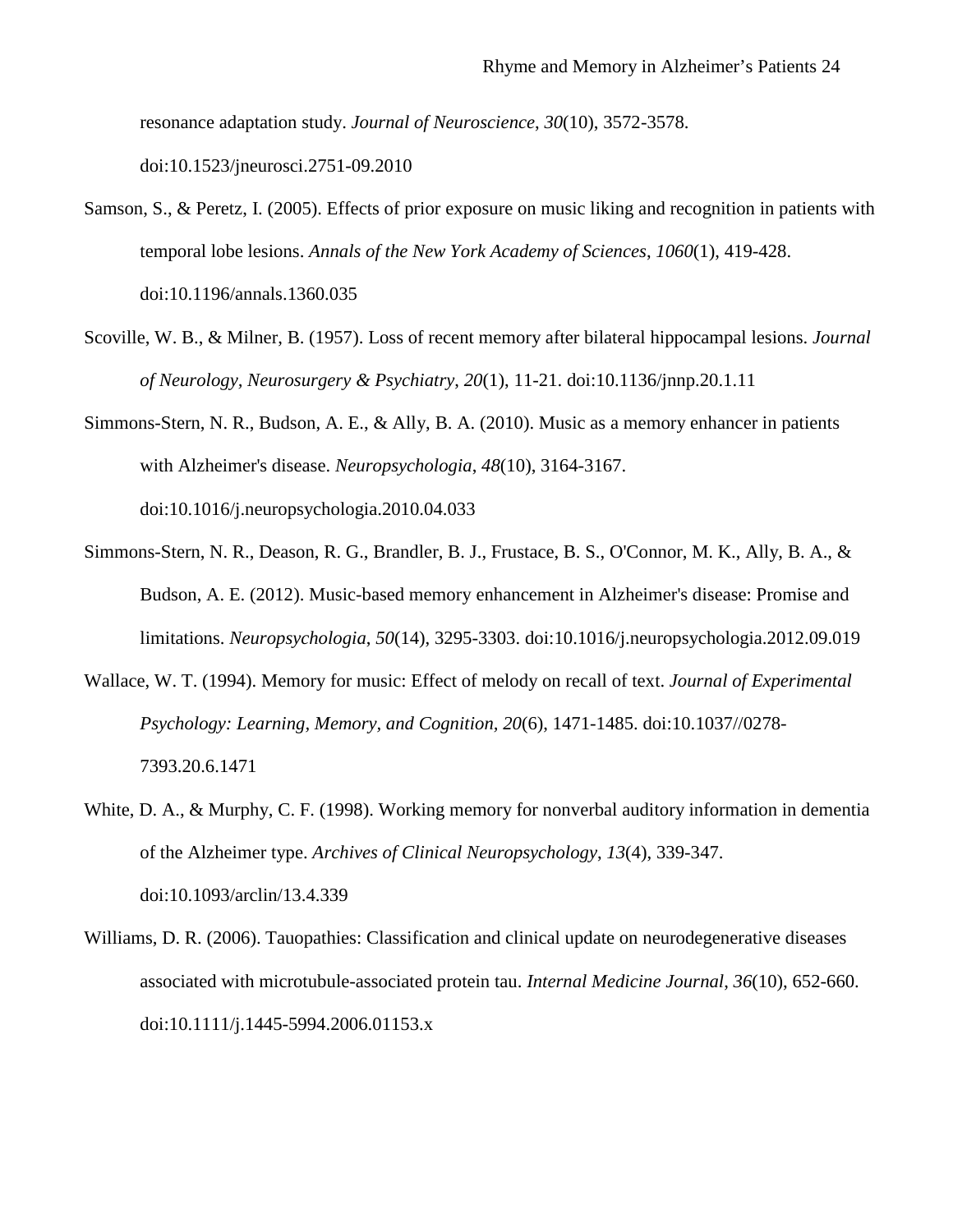resonance adaptation study. *Journal of Neuroscience*, *30*(10), 3572-3578. doi:10.1523/jneurosci.2751-09.2010

Samson, S., & Peretz, I. (2005). Effects of prior exposure on music liking and recognition in patients with temporal lobe lesions. *Annals of the New York Academy of Sciences*, *1060*(1), 419-428. doi:10.1196/annals.1360.035

Scoville, W. B., & Milner, B. (1957). Loss of recent memory after bilateral hippocampal lesions. *Journal of Neurology, Neurosurgery & Psychiatry*, *20*(1), 11-21. doi:10.1136/jnnp.20.1.11

Simmons-Stern, N. R., Budson, A. E., & Ally, B. A. (2010). Music as a memory enhancer in patients with Alzheimer's disease. *Neuropsychologia*, *48*(10), 3164-3167. doi:10.1016/j.neuropsychologia.2010.04.033

Simmons-Stern, N. R., Deason, R. G., Brandler, B. J., Frustace, B. S., O'Connor, M. K., Ally, B. A., & Budson, A. E. (2012). Music-based memory enhancement in Alzheimer's disease: Promise and limitations. *Neuropsychologia*, *50*(14), 3295-3303. doi:10.1016/j.neuropsychologia.2012.09.019

Wallace, W. T. (1994). Memory for music: Effect of melody on recall of text. *Journal of Experimental Psychology: Learning, Memory, and Cognition*, *20*(6), 1471-1485. doi:10.1037//0278-7393.20.6.1471

White, D. A., & Murphy, C. F. (1998). Working memory for nonverbal auditory information in dementia of the Alzheimer type. *Archives of Clinical Neuropsychology*, *13*(4), 339-347. doi:10.1093/arclin/13.4.339

Williams, D. R. (2006). Tauopathies: Classification and clinical update on neurodegenerative diseases associated with microtubule-associated protein tau. *Internal Medicine Journal*, *36*(10), 652-660. doi:10.1111/j.1445-5994.2006.01153.x